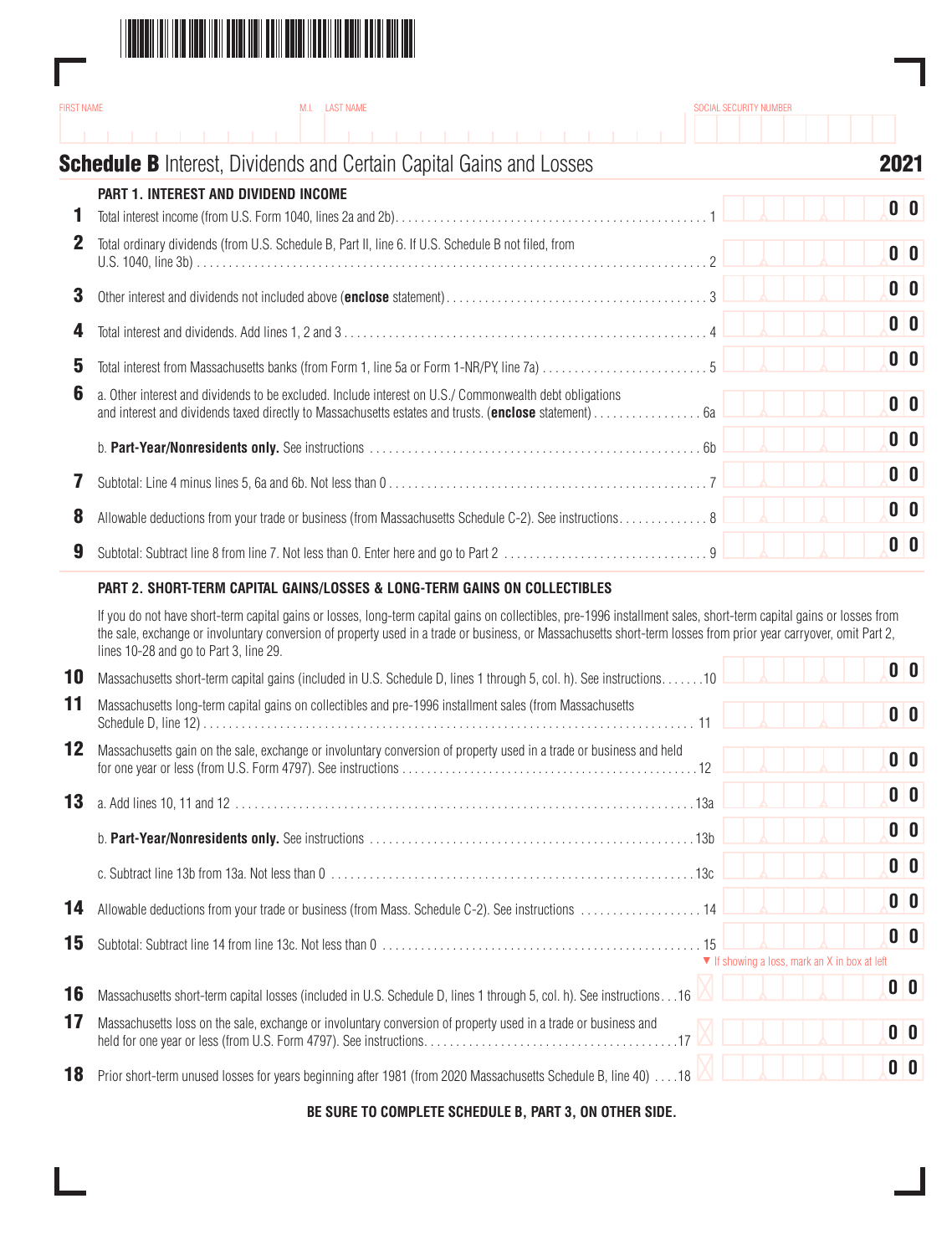FIRST NAME | M.I. | LAST NAME | SOCIAL SECURITY NUMBER

# Schedule B Interest, Dividends and Certain Capital Gains and Losses 2021

### PART 1. INTEREST AND DIVIDEND INCOME

| Line | Description | Amount |
|---|---|---|
| 1 | Total interest income (from U.S. Form 1040, lines 2a and 2b) . . . 1 | 0 0 |
| 2 | Total ordinary dividends (from U.S. Schedule B, Part II, line 6. If U.S. Schedule B not filed, from U.S. 1040, line 3b) . . . 2 | 0 0 |
| 3 | Other interest and dividends not included above (**enclose** statement) . . . 3 | 0 0 |
| 4 | Total interest and dividends. Add lines 1, 2 and 3 . . . 4 | 0 0 |
| 5 | Total interest from Massachusetts banks (from Form 1, line 5a or Form 1-NR/PY, line 7a) . . . 5 | 0 0 |
| 6 | a. Other interest and dividends to be excluded. Include interest on U.S./Commonwealth debt obligations and interest and dividends taxed directly to Massachusetts estates and trusts. (**enclose** statement) . . . 6a | 0 0 |
| | b. **Part-Year/Nonresidents only.** See instructions . . . 6b | 0 0 |
| 7 | Subtotal: Line 4 minus lines 5, 6a and 6b. Not less than 0 . . . 7 | 0 0 |
| 8 | Allowable deductions from your trade or business (from Massachusetts Schedule C-2). See instructions . . . 8 | 0 0 |
| 9 | Subtotal: Subtract line 8 from line 7. Not less than 0. Enter here and go to Part 2 . . . 9 | 0 0 |

### PART 2. SHORT-TERM CAPITAL GAINS/LOSSES & LONG-TERM GAINS ON COLLECTIBLES

If you do not have short-term capital gains or losses, long-term capital gains on collectibles, pre-1996 installment sales, short-term capital gains or losses from the sale, exchange or involuntary conversion of property used in a trade or business, or Massachusetts short-term losses from prior year carryover, omit Part 2, lines 10-28 and go to Part 3, line 29.

| Line | Description | Amount |
|---|---|---|
| 10 | Massachusetts short-term capital gains (included in U.S. Schedule D, lines 1 through 5, col. h). See instructions . . . 10 | 0 0 |
| 11 | Massachusetts long-term capital gains on collectibles and pre-1996 installment sales (from Massachusetts Schedule D, line 12) . . . 11 | 0 0 |
| 12 | Massachusetts gain on the sale, exchange or involuntary conversion of property used in a trade or business and held for one year or less (from U.S. Form 4797). See instructions . . . 12 | 0 0 |
| 13 | a. Add lines 10, 11 and 12 . . . 13a | 0 0 |
| | b. **Part-Year/Nonresidents only.** See instructions . . . 13b | 0 0 |
| | c. Subtract line 13b from 13a. Not less than 0 . . . 13c | 0 0 |
| 14 | Allowable deductions from your trade or business (from Mass. Schedule C-2). See instructions . . . 14 | 0 0 |
| 15 | Subtotal: Subtract line 14 from line 13c. Not less than 0 . . . 15 | 0 0 |

▼ If showing a loss, mark an X in box at left

| Line | Description | Loss | Amount |
|---|---|---|---|
| 16 | Massachusetts short-term capital losses (included in U.S. Schedule D, lines 1 through 5, col. h). See instructions . . . 16 | ☐ | 0 0 |
| 17 | Massachusetts loss on the sale, exchange or involuntary conversion of property used in a trade or business and held for one year or less (from U.S. Form 4797). See instructions . . . 17 | ☐ | 0 0 |
| 18 | Prior short-term unused losses for years beginning after 1981 (from 2020 Massachusetts Schedule B, line 40) . . . 18 | ☐ | 0 0 |

**BE SURE TO COMPLETE SCHEDULE B, PART 3, ON OTHER SIDE.**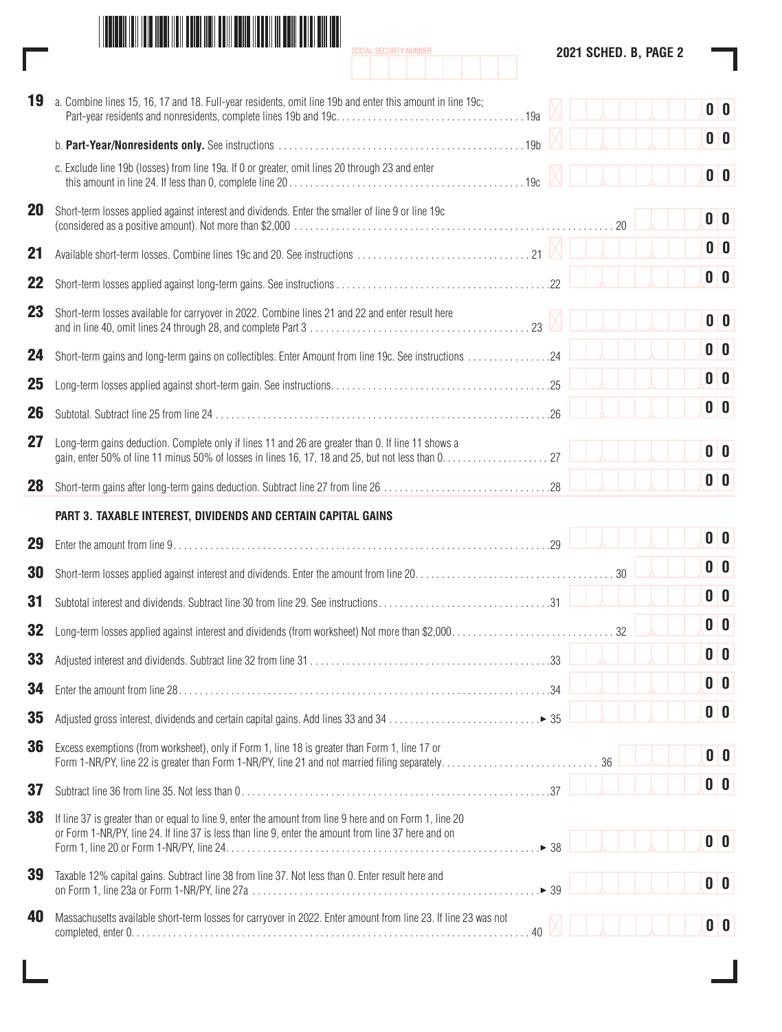SOCIAL SECURITY NUMBER

**2021 SCHED. B, PAGE 2**

**19** a. Combine lines 15, 16, 17 and 18. Full-year residents, omit line 19b and enter this amount in line 19c; Part-year residents and nonresidents, complete lines 19b and 19c. . . . . 19a | 0 0

b. **Part-Year/Nonresidents only.** See instructions . . . . . 19b | 0 0

c. Exclude line 19b (losses) from line 19a. If 0 or greater, omit lines 20 through 23 and enter this amount in line 24. If less than 0, complete line 20 . . . . . 19c | 0 0

**20** Short-term losses applied against interest and dividends. Enter the smaller of line 9 or line 19c (considered as a positive amount). Not more than $2,000 . . . . . 20 | 0 0

**21** Available short-term losses. Combine lines 19c and 20. See instructions . . . . . 21 | 0 0

**22** Short-term losses applied against long-term gains. See instructions . . . . . 22 | 0 0

**23** Short-term losses available for carryover in 2022. Combine lines 21 and 22 and enter result here and in line 40, omit lines 24 through 28, and complete Part 3 . . . . . 23 | 0 0

**24** Short-term gains and long-term gains on collectibles. Enter Amount from line 19c. See instructions . . . . . 24 | 0 0

**25** Long-term losses applied against short-term gain. See instructions. . . . . 25 | 0 0

**26** Subtotal. Subtract line 25 from line 24 . . . . . 26 | 0 0

**27** Long-term gains deduction. Complete only if lines 11 and 26 are greater than 0. If line 11 shows a gain, enter 50% of line 11 minus 50% of losses in lines 16, 17, 18 and 25, but not less than 0. . . . . 27 | 0 0

**28** Short-term gains after long-term gains deduction. Subtract line 27 from line 26 . . . . . 28 | 0 0

**PART 3. TAXABLE INTEREST, DIVIDENDS AND CERTAIN CAPITAL GAINS**

**29** Enter the amount from line 9. . . . . 29 | 0 0

**30** Short-term losses applied against interest and dividends. Enter the amount from line 20. . . . . 30 | 0 0

**31** Subtotal interest and dividends. Subtract line 30 from line 29. See instructions. . . . . 31 | 0 0

**32** Long-term losses applied against interest and dividends (from worksheet) Not more than $2,000. . . . . 32 | 0 0

**33** Adjusted interest and dividends. Subtract line 32 from line 31 . . . . . 33 | 0 0

**34** Enter the amount from line 28. . . . . 34 | 0 0

**35** Adjusted gross interest, dividends and certain capital gains. Add lines 33 and 34 . . . . . ► 35 | 0 0

**36** Excess exemptions (from worksheet), only if Form 1, line 18 is greater than Form 1, line 17 or Form 1-NR/PY, line 22 is greater than Form 1-NR/PY, line 21 and not married filing separately. . . . . 36 | 0 0

**37** Subtract line 36 from line 35. Not less than 0. . . . . 37 | 0 0

**38** If line 37 is greater than or equal to line 9, enter the amount from line 9 here and on Form 1, line 20 or Form 1-NR/PY, line 24. If line 37 is less than line 9, enter the amount from line 37 here and on Form 1, line 20 or Form 1-NR/PY, line 24. . . . . ► 38 | 0 0

**39** Taxable 12% capital gains. Subtract line 38 from line 37. Not less than 0. Enter result here and on Form 1, line 23a or Form 1-NR/PY, line 27a . . . . . ► 39 | 0 0

**40** Massachusetts available short-term losses for carryover in 2022. Enter amount from line 23. If line 23 was not completed, enter 0. . . . . 40 | 0 0